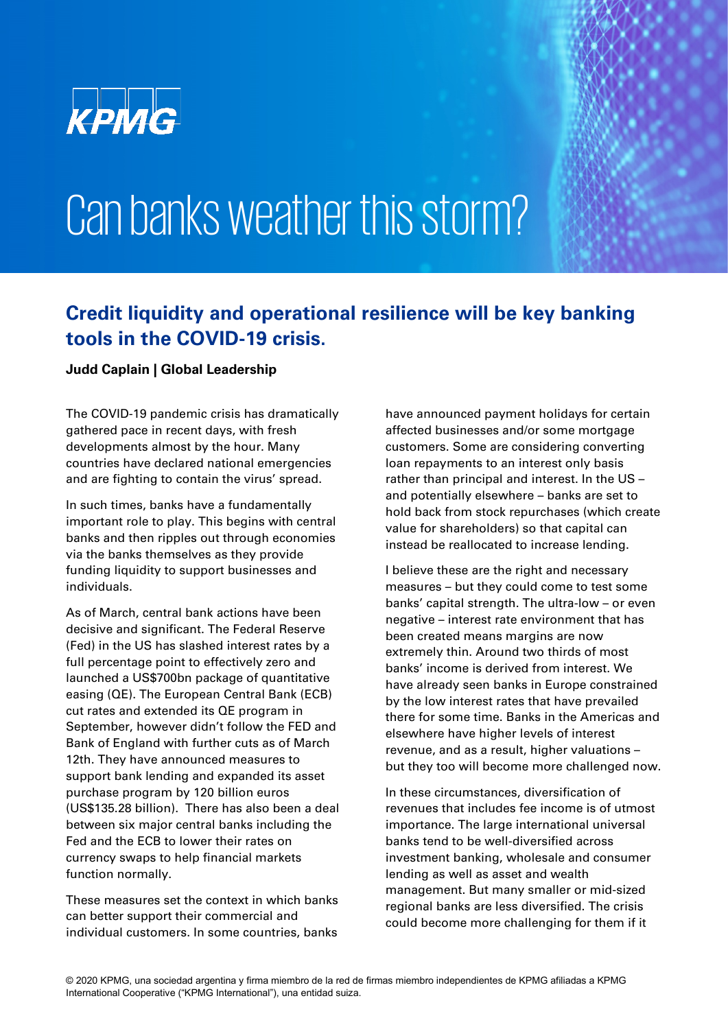# Can banks weather this storm?

## Credit liquidity and operational resilience will be key banking tools in the COVID-19 crisis.

**Judd Caplain | Global Leadership**

The COVID-19 pandemic crisis has dramatically gathered pace in recent days, with fresh developments almost by the hour. Many countries have declared national emergencies and are fighting to contain the virus' spread.

In such times, banks have a fundamentally important role to play. This begins with central banks and then ripples out through economies via the banks themselves as they provide funding liquidity to support businesses and individuals.

As of March, central bank actions have been decisive and significant. The Federal Reserve (Fed) in the US has slashed interest rates by a full percentage point to effectively zero and launched a US$700bn package of quantitative easing (QE). The European Central Bank (ECB) cut rates and extended its QE program in September, however didn't follow the FED and Bank of England with further cuts as of March 12th. They have announced measures to support bank lending and expanded its asset purchase program by 120 billion euros (US$135.28 billion). There has also been a deal between six major central banks including the Fed and the ECB to lower their rates on currency swaps to help financial markets function normally.

These measures set the context in which banks can better support their commercial and individual customers. In some countries, banks have announced payment holidays for certain affected businesses and/or some mortgage customers. Some are considering converting loan repayments to an interest only basis rather than principal and interest. In the US – and potentially elsewhere – banks are set to hold back from stock repurchases (which create value for shareholders) so that capital can instead be reallocated to increase lending.

I believe these are the right and necessary measures – but they could come to test some banks' capital strength. The ultra-low – or even negative – interest rate environment that has been created means margins are now extremely thin. Around two thirds of most banks' income is derived from interest. We have already seen banks in Europe constrained by the low interest rates that have prevailed there for some time. Banks in the Americas and elsewhere have higher levels of interest revenue, and as a result, higher valuations – but they too will become more challenged now.

In these circumstances, diversification of revenues that includes fee income is of utmost importance. The large international universal banks tend to be well-diversified across investment banking, wholesale and consumer lending as well as asset and wealth management. But many smaller or mid-sized regional banks are less diversified. The crisis could become more challenging for them if it

© 2020 KPMG, una sociedad argentina y firma miembro de la red de firmas miembro independientes de KPMG afiliadas a KPMG International Cooperative ("KPMG International"), una entidad suiza.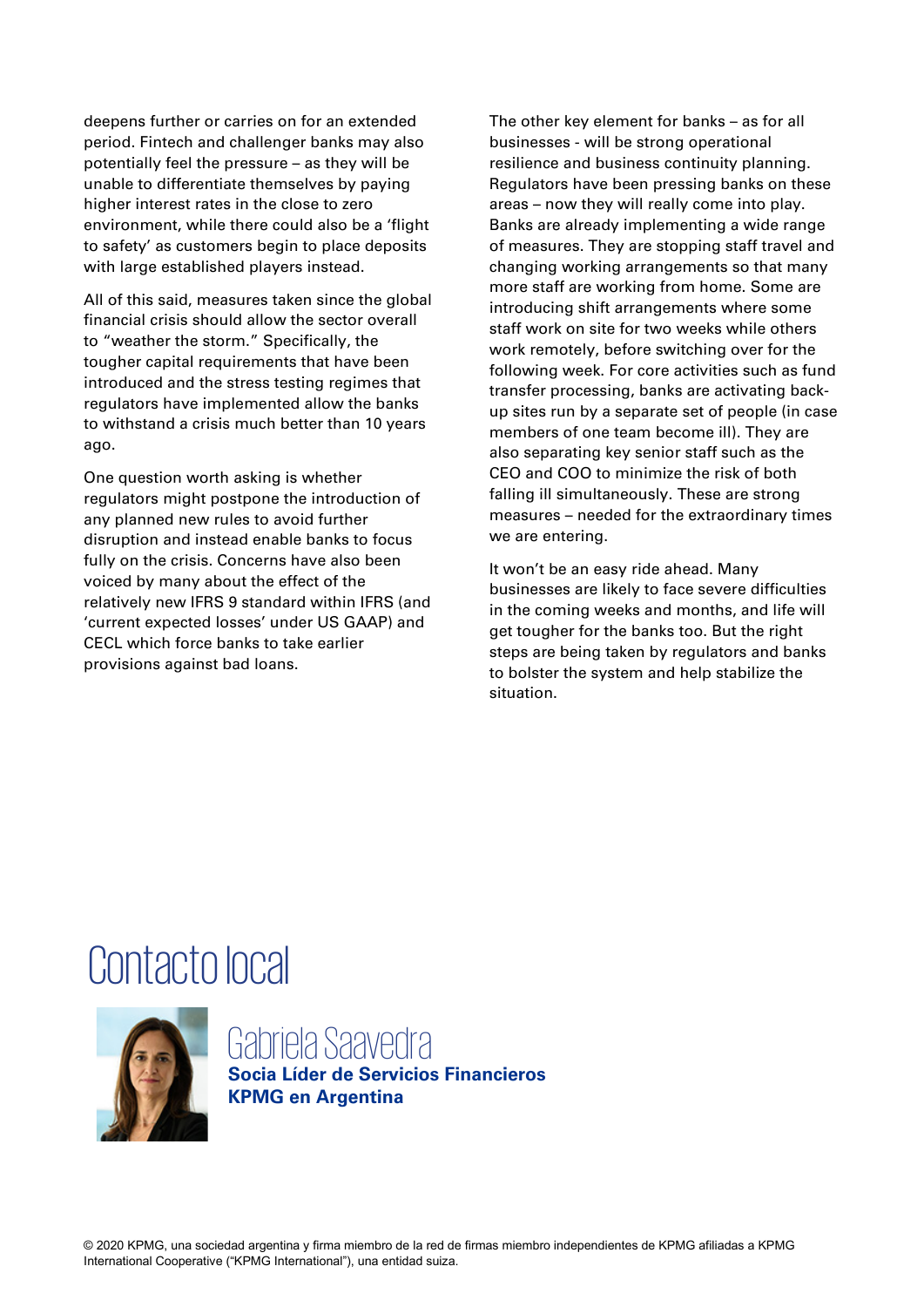deepens further or carries on for an extended period. Fintech and challenger banks may also potentially feel the pressure – as they will be unable to differentiate themselves by paying higher interest rates in the close to zero environment, while there could also be a 'flight to safety' as customers begin to place deposits with large established players instead.

All of this said, measures taken since the global financial crisis should allow the sector overall to "weather the storm." Specifically, the tougher capital requirements that have been introduced and the stress testing regimes that regulators have implemented allow the banks to withstand a crisis much better than 10 years ago.

One question worth asking is whether regulators might postpone the introduction of any planned new rules to avoid further disruption and instead enable banks to focus fully on the crisis. Concerns have also been voiced by many about the effect of the relatively new IFRS 9 standard within IFRS (and 'current expected losses' under US GAAP) and CECL which force banks to take earlier provisions against bad loans.

The other key element for banks – as for all businesses - will be strong operational resilience and business continuity planning. Regulators have been pressing banks on these areas – now they will really come into play. Banks are already implementing a wide range of measures. They are stopping staff travel and changing working arrangements so that many more staff are working from home. Some are introducing shift arrangements where some staff work on site for two weeks while others work remotely, before switching over for the following week. For core activities such as fund transfer processing, banks are activating back-up sites run by a separate set of people (in case members of one team become ill). They are also separating key senior staff such as the CEO and COO to minimize the risk of both falling ill simultaneously. These are strong measures – needed for the extraordinary times we are entering.

It won't be an easy ride ahead. Many businesses are likely to face severe difficulties in the coming weeks and months, and life will get tougher for the banks too. But the right steps are being taken by regulators and banks to bolster the system and help stabilize the situation.

# Contacto local

## Gabriela Saavedra

**Socia Líder de Servicios Financieros**
**KPMG en Argentina**

© 2020 KPMG, una sociedad argentina y firma miembro de la red de firmas miembro independientes de KPMG afiliadas a KPMG International Cooperative ("KPMG International"), una entidad suiza.